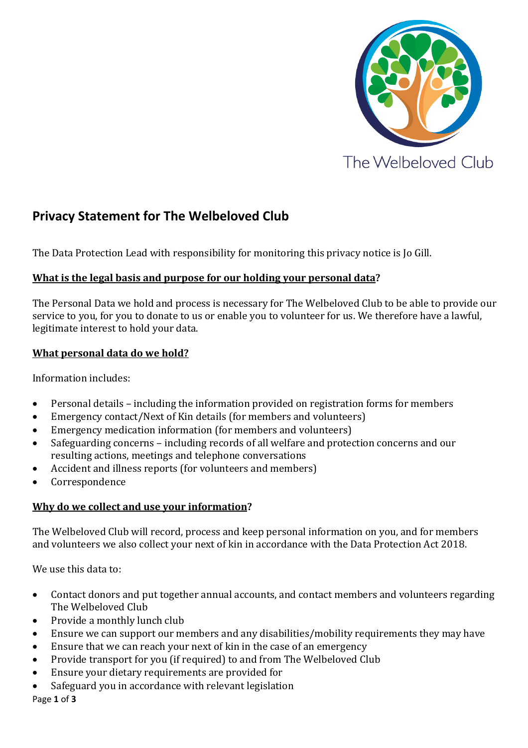The Welbeloved Club

# Privacy Statement for The Welbeloved Club

The Data Protection Lead with responsibility for monitoring this privacy notice is Jo Gill.

**What is the legal basis and purpose for our holding your personal data?**

The Personal Data we hold and process is necessary for The Welbeloved Club to be able to provide our service to you, for you to donate to us or enable you to volunteer for us. We therefore have a lawful, legitimate interest to hold your data.

**What personal data do we hold?**

Information includes:

- Personal details – including the information provided on registration forms for members
- Emergency contact/Next of Kin details (for members and volunteers)
- Emergency medication information (for members and volunteers)
- Safeguarding concerns – including records of all welfare and protection concerns and our resulting actions, meetings and telephone conversations
- Accident and illness reports (for volunteers and members)
- Correspondence

**Why do we collect and use your information?**

The Welbeloved Club will record, process and keep personal information on you, and for members and volunteers we also collect your next of kin in accordance with the Data Protection Act 2018.

We use this data to:

- Contact donors and put together annual accounts, and contact members and volunteers regarding The Welbeloved Club
- Provide a monthly lunch club
- Ensure we can support our members and any disabilities/mobility requirements they may have
- Ensure that we can reach your next of kin in the case of an emergency
- Provide transport for you (if required) to and from The Welbeloved Club
- Ensure your dietary requirements are provided for
- Safeguard you in accordance with relevant legislation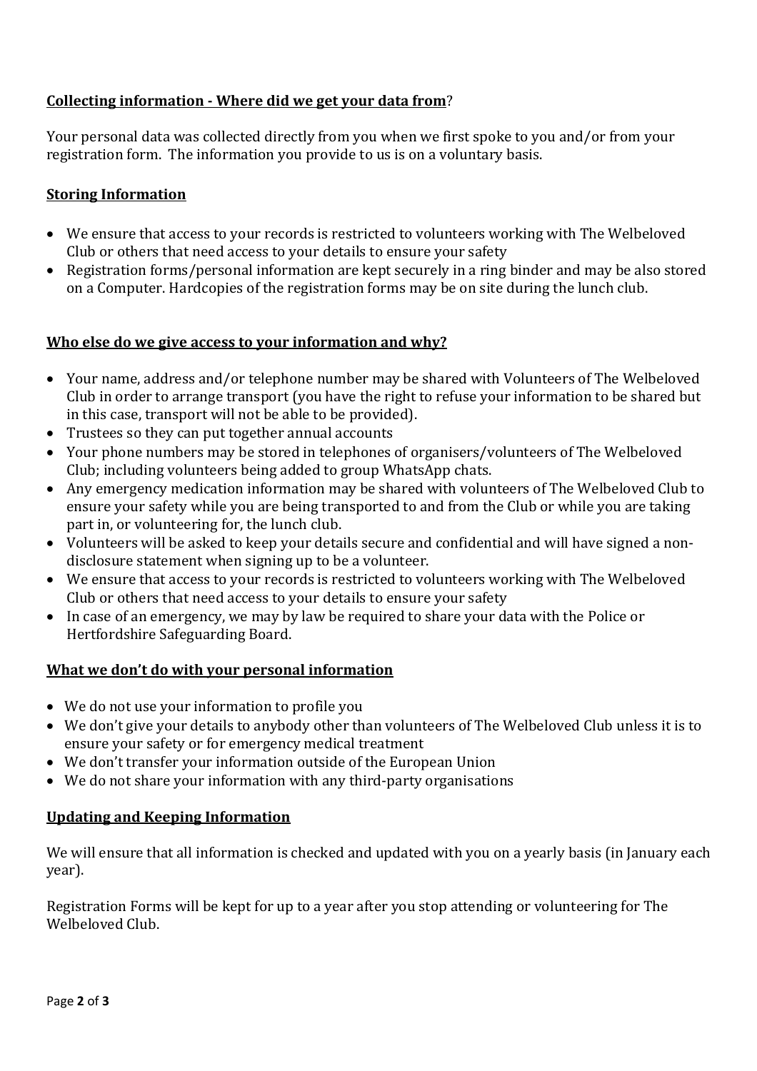## Collecting information - Where did we get your data from?

Your personal data was collected directly from you when we first spoke to you and/or from your registration form. The information you provide to us is on a voluntary basis.

## Storing Information

- We ensure that access to your records is restricted to volunteers working with The Welbeloved Club or others that need access to your details to ensure your safety
- Registration forms/personal information are kept securely in a ring binder and may be also stored on a Computer. Hardcopies of the registration forms may be on site during the lunch club.

## Who else do we give access to your information and why?

- Your name, address and/or telephone number may be shared with Volunteers of The Welbeloved Club in order to arrange transport (you have the right to refuse your information to be shared but in this case, transport will not be able to be provided).
- Trustees so they can put together annual accounts
- Your phone numbers may be stored in telephones of organisers/volunteers of The Welbeloved Club; including volunteers being added to group WhatsApp chats.
- Any emergency medication information may be shared with volunteers of The Welbeloved Club to ensure your safety while you are being transported to and from the Club or while you are taking part in, or volunteering for, the lunch club.
- Volunteers will be asked to keep your details secure and confidential and will have signed a non-disclosure statement when signing up to be a volunteer.
- We ensure that access to your records is restricted to volunteers working with The Welbeloved Club or others that need access to your details to ensure your safety
- In case of an emergency, we may by law be required to share your data with the Police or Hertfordshire Safeguarding Board.

## What we don't do with your personal information

- We do not use your information to profile you
- We don't give your details to anybody other than volunteers of The Welbeloved Club unless it is to ensure your safety or for emergency medical treatment
- We don't transfer your information outside of the European Union
- We do not share your information with any third-party organisations

## Updating and Keeping Information

We will ensure that all information is checked and updated with you on a yearly basis (in January each year).

Registration Forms will be kept for up to a year after you stop attending or volunteering for The Welbeloved Club.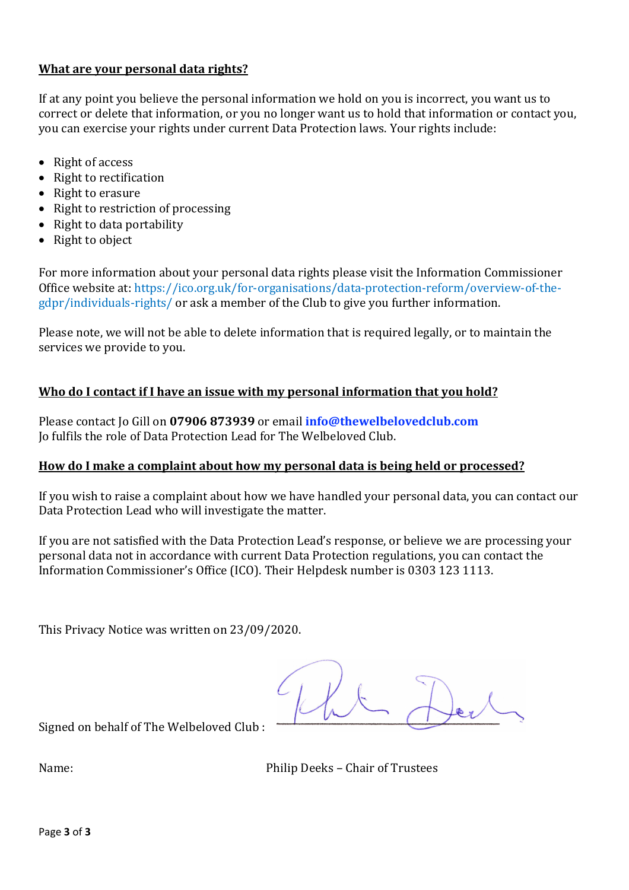## What are your personal data rights?

If at any point you believe the personal information we hold on you is incorrect, you want us to correct or delete that information, or you no longer want us to hold that information or contact you, you can exercise your rights under current Data Protection laws. Your rights include:

- Right of access
- Right to rectification
- Right to erasure
- Right to restriction of processing
- Right to data portability
- Right to object

For more information about your personal data rights please visit the Information Commissioner Office website at: https://ico.org.uk/for-organisations/data-protection-reform/overview-of-the-gdpr/individuals-rights/ or ask a member of the Club to give you further information.

Please note, we will not be able to delete information that is required legally, or to maintain the services we provide to you.

## Who do I contact if I have an issue with my personal information that you hold?

Please contact Jo Gill on **07906 873939** or email **info@thewelbelovedclub.com**
Jo fulfils the role of Data Protection Lead for The Welbeloved Club.

## How do I make a complaint about how my personal data is being held or processed?

If you wish to raise a complaint about how we have handled your personal data, you can contact our Data Protection Lead who will investigate the matter.

If you are not satisfied with the Data Protection Lead's response, or believe we are processing your personal data not in accordance with current Data Protection regulations, you can contact the Information Commissioner's Office (ICO). Their Helpdesk number is 0303 123 1113.

This Privacy Notice was written on 23/09/2020.

Signed on behalf of The Welbeloved Club :

Name: Philip Deeks – Chair of Trustees